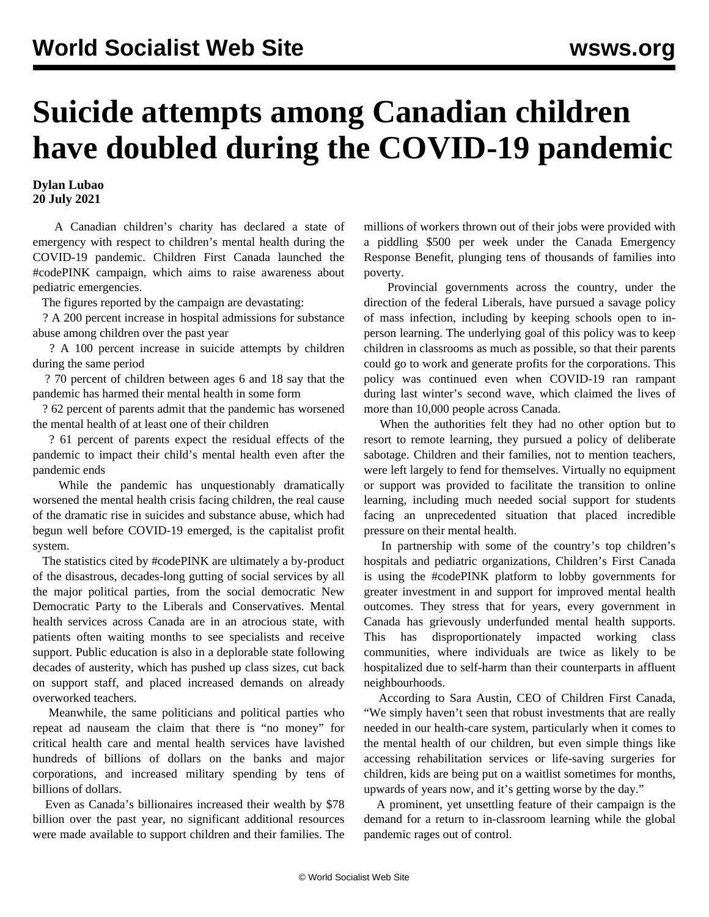# Suicide attempts among Canadian children have doubled during the COVID-19 pandemic

**Dylan Lubao**
**20 July 2021**

A Canadian children's charity has declared a state of emergency with respect to children's mental health during the COVID-19 pandemic. Children First Canada launched the #codePINK campaign, which aims to raise awareness about pediatric emergencies.

The figures reported by the campaign are devastating:

? A 200 percent increase in hospital admissions for substance abuse among children over the past year

? A 100 percent increase in suicide attempts by children during the same period

? 70 percent of children between ages 6 and 18 say that the pandemic has harmed their mental health in some form

? 62 percent of parents admit that the pandemic has worsened the mental health of at least one of their children

? 61 percent of parents expect the residual effects of the pandemic to impact their child's mental health even after the pandemic ends

While the pandemic has unquestionably dramatically worsened the mental health crisis facing children, the real cause of the dramatic rise in suicides and substance abuse, which had begun well before COVID-19 emerged, is the capitalist profit system.

The statistics cited by #codePINK are ultimately a by-product of the disastrous, decades-long gutting of social services by all the major political parties, from the social democratic New Democratic Party to the Liberals and Conservatives. Mental health services across Canada are in an atrocious state, with patients often waiting months to see specialists and receive support. Public education is also in a deplorable state following decades of austerity, which has pushed up class sizes, cut back on support staff, and placed increased demands on already overworked teachers.

Meanwhile, the same politicians and political parties who repeat ad nauseam the claim that there is "no money" for critical health care and mental health services have lavished hundreds of billions of dollars on the banks and major corporations, and increased military spending by tens of billions of dollars.

Even as Canada's billionaires increased their wealth by $78 billion over the past year, no significant additional resources were made available to support children and their families. The millions of workers thrown out of their jobs were provided with a piddling $500 per week under the Canada Emergency Response Benefit, plunging tens of thousands of families into poverty.

Provincial governments across the country, under the direction of the federal Liberals, have pursued a savage policy of mass infection, including by keeping schools open to in-person learning. The underlying goal of this policy was to keep children in classrooms as much as possible, so that their parents could go to work and generate profits for the corporations. This policy was continued even when COVID-19 ran rampant during last winter's second wave, which claimed the lives of more than 10,000 people across Canada.

When the authorities felt they had no other option but to resort to remote learning, they pursued a policy of deliberate sabotage. Children and their families, not to mention teachers, were left largely to fend for themselves. Virtually no equipment or support was provided to facilitate the transition to online learning, including much needed social support for students facing an unprecedented situation that placed incredible pressure on their mental health.

In partnership with some of the country's top children's hospitals and pediatric organizations, Children's First Canada is using the #codePINK platform to lobby governments for greater investment in and support for improved mental health outcomes. They stress that for years, every government in Canada has grievously underfunded mental health supports. This has disproportionately impacted working class communities, where individuals are twice as likely to be hospitalized due to self-harm than their counterparts in affluent neighbourhoods.

According to Sara Austin, CEO of Children First Canada, "We simply haven't seen that robust investments that are really needed in our health-care system, particularly when it comes to the mental health of our children, but even simple things like accessing rehabilitation services or life-saving surgeries for children, kids are being put on a waitlist sometimes for months, upwards of years now, and it's getting worse by the day."

A prominent, yet unsettling feature of their campaign is the demand for a return to in-classroom learning while the global pandemic rages out of control.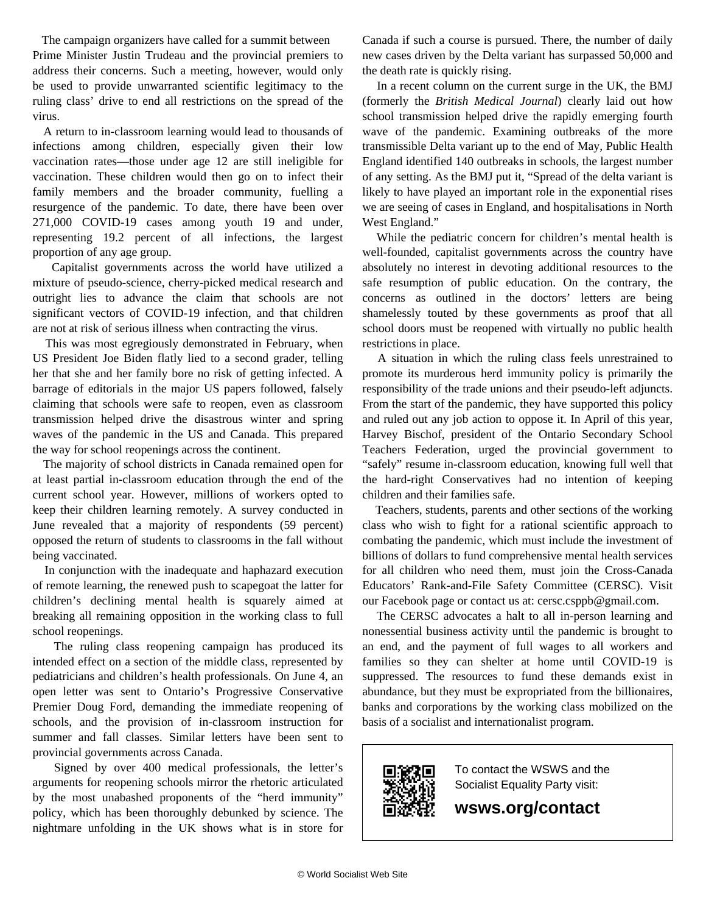The campaign organizers have called for a summit between Prime Minister Justin Trudeau and the provincial premiers to address their concerns. Such a meeting, however, would only be used to provide unwarranted scientific legitimacy to the ruling class' drive to end all restrictions on the spread of the virus.

A return to in-classroom learning would lead to thousands of infections among children, especially given their low vaccination rates—those under age 12 are still ineligible for vaccination. These children would then go on to infect their family members and the broader community, fuelling a resurgence of the pandemic. To date, there have been over 271,000 COVID-19 cases among youth 19 and under, representing 19.2 percent of all infections, the largest proportion of any age group.

Capitalist governments across the world have utilized a mixture of pseudo-science, cherry-picked medical research and outright lies to advance the claim that schools are not significant vectors of COVID-19 infection, and that children are not at risk of serious illness when contracting the virus.

This was most egregiously demonstrated in February, when US President Joe Biden flatly lied to a second grader, telling her that she and her family bore no risk of getting infected. A barrage of editorials in the major US papers followed, falsely claiming that schools were safe to reopen, even as classroom transmission helped drive the disastrous winter and spring waves of the pandemic in the US and Canada. This prepared the way for school reopenings across the continent.

The majority of school districts in Canada remained open for at least partial in-classroom education through the end of the current school year. However, millions of workers opted to keep their children learning remotely. A survey conducted in June revealed that a majority of respondents (59 percent) opposed the return of students to classrooms in the fall without being vaccinated.

In conjunction with the inadequate and haphazard execution of remote learning, the renewed push to scapegoat the latter for children's declining mental health is squarely aimed at breaking all remaining opposition in the working class to full school reopenings.

The ruling class reopening campaign has produced its intended effect on a section of the middle class, represented by pediatricians and children's health professionals. On June 4, an open letter was sent to Ontario's Progressive Conservative Premier Doug Ford, demanding the immediate reopening of schools, and the provision of in-classroom instruction for summer and fall classes. Similar letters have been sent to provincial governments across Canada.

Signed by over 400 medical professionals, the letter's arguments for reopening schools mirror the rhetoric articulated by the most unabashed proponents of the "herd immunity" policy, which has been thoroughly debunked by science. The nightmare unfolding in the UK shows what is in store for Canada if such a course is pursued. There, the number of daily new cases driven by the Delta variant has surpassed 50,000 and the death rate is quickly rising.

In a recent column on the current surge in the UK, the BMJ (formerly the *British Medical Journal*) clearly laid out how school transmission helped drive the rapidly emerging fourth wave of the pandemic. Examining outbreaks of the more transmissible Delta variant up to the end of May, Public Health England identified 140 outbreaks in schools, the largest number of any setting. As the BMJ put it, "Spread of the delta variant is likely to have played an important role in the exponential rises we are seeing of cases in England, and hospitalisations in North West England."

While the pediatric concern for children's mental health is well-founded, capitalist governments across the country have absolutely no interest in devoting additional resources to the safe resumption of public education. On the contrary, the concerns as outlined in the doctors' letters are being shamelessly touted by these governments as proof that all school doors must be reopened with virtually no public health restrictions in place.

A situation in which the ruling class feels unrestrained to promote its murderous herd immunity policy is primarily the responsibility of the trade unions and their pseudo-left adjuncts. From the start of the pandemic, they have supported this policy and ruled out any job action to oppose it. In April of this year, Harvey Bischof, president of the Ontario Secondary School Teachers Federation, urged the provincial government to "safely" resume in-classroom education, knowing full well that the hard-right Conservatives had no intention of keeping children and their families safe.

Teachers, students, parents and other sections of the working class who wish to fight for a rational scientific approach to combating the pandemic, which must include the investment of billions of dollars to fund comprehensive mental health services for all children who need them, must join the Cross-Canada Educators' Rank-and-File Safety Committee (CERSC). Visit our Facebook page or contact us at: cersc.csppb@gmail.com.

The CERSC advocates a halt to all in-person learning and nonessential business activity until the pandemic is brought to an end, and the payment of full wages to all workers and families so they can shelter at home until COVID-19 is suppressed. The resources to fund these demands exist in abundance, but they must be expropriated from the billionaires, banks and corporations by the working class mobilized on the basis of a socialist and internationalist program.

To contact the WSWS and the Socialist Equality Party visit:

**wsws.org/contact**